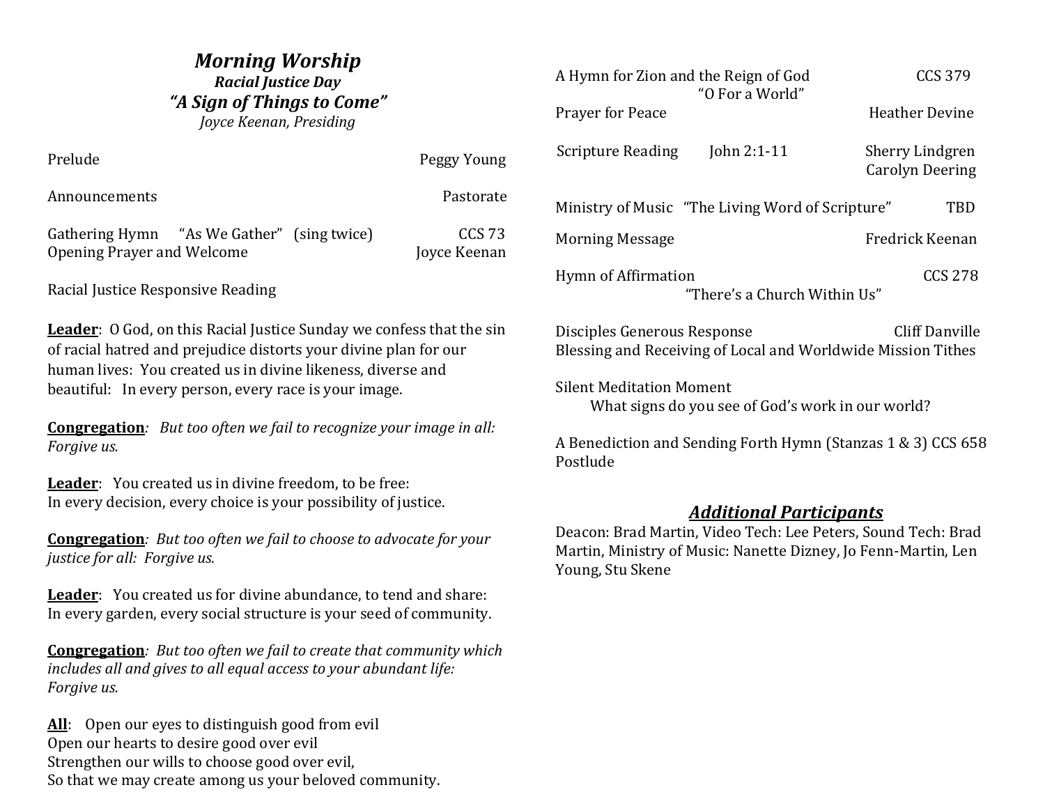# *Morning Worship*

### *Racial Justice Day*

### *"A Sign of Things to Come"*

*Joyce Keenan, Presiding*

Prelude — Peggy Young

Announcements — Pastorate

Gathering Hymn "As We Gather" (sing twice) — CCS 73

Opening Prayer and Welcome — Joyce Keenan

Racial Justice Responsive Reading

**Leader**: O God, on this Racial Justice Sunday we confess that the sin of racial hatred and prejudice distorts your divine plan for our human lives: You created us in divine likeness, diverse and beautiful: In every person, every race is your image.

**Congregation**: *But too often we fail to recognize your image in all: Forgive us.*

**Leader**: You created us in divine freedom, to be free:
In every decision, every choice is your possibility of justice.

**Congregation**: *But too often we fail to choose to advocate for your justice for all: Forgive us.*

**Leader**: You created us for divine abundance, to tend and share:
In every garden, every social structure is your seed of community.

**Congregation**: *But too often we fail to create that community which includes all and gives to all equal access to your abundant life: Forgive us.*

**All**: Open our eyes to distinguish good from evil
Open our hearts to desire good over evil
Strengthen our wills to choose good over evil,
So that we may create among us your beloved community.

A Hymn for Zion and the Reign of God — CCS 379
"O For a World"

Prayer for Peace — Heather Devine

Scripture Reading John 2:1-11 — Sherry Lindgren, Carolyn Deering

Ministry of Music "The Living Word of Scripture" — TBD

Morning Message — Fredrick Keenan

Hymn of Affirmation — CCS 278
"There's a Church Within Us"

Disciples Generous Response — Cliff Danville
Blessing and Receiving of Local and Worldwide Mission Tithes

Silent Meditation Moment
What signs do you see of God's work in our world?

A Benediction and Sending Forth Hymn (Stanzas 1 & 3) CCS 658

Postlude

## ***Additional Participants***

Deacon: Brad Martin, Video Tech: Lee Peters, Sound Tech: Brad Martin, Ministry of Music: Nanette Dizney, Jo Fenn-Martin, Len Young, Stu Skene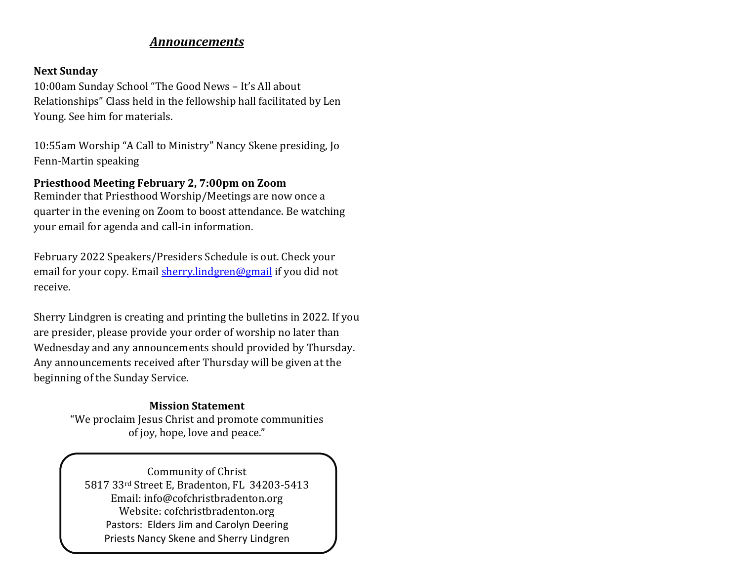## *Announcements*

**Next Sunday**

10:00am Sunday School "The Good News – It's All about Relationships" Class held in the fellowship hall facilitated by Len Young. See him for materials.

10:55am Worship "A Call to Ministry" Nancy Skene presiding, Jo Fenn-Martin speaking

**Priesthood Meeting February 2, 7:00pm on Zoom**

Reminder that Priesthood Worship/Meetings are now once a quarter in the evening on Zoom to boost attendance. Be watching your email for agenda and call-in information.

February 2022 Speakers/Presiders Schedule is out. Check your email for your copy. Email sherry.lindgren@gmail if you did not receive.

Sherry Lindgren is creating and printing the bulletins in 2022. If you are presider, please provide your order of worship no later than Wednesday and any announcements should provided by Thursday. Any announcements received after Thursday will be given at the beginning of the Sunday Service.

**Mission Statement**

"We proclaim Jesus Christ and promote communities of joy, hope, love and peace."

Community of Christ
5817 33rd Street E, Bradenton, FL 34203-5413
Email: info@cofchristbradenton.org
Website: cofchristbradenton.org
Pastors: Elders Jim and Carolyn Deering
Priests Nancy Skene and Sherry Lindgren